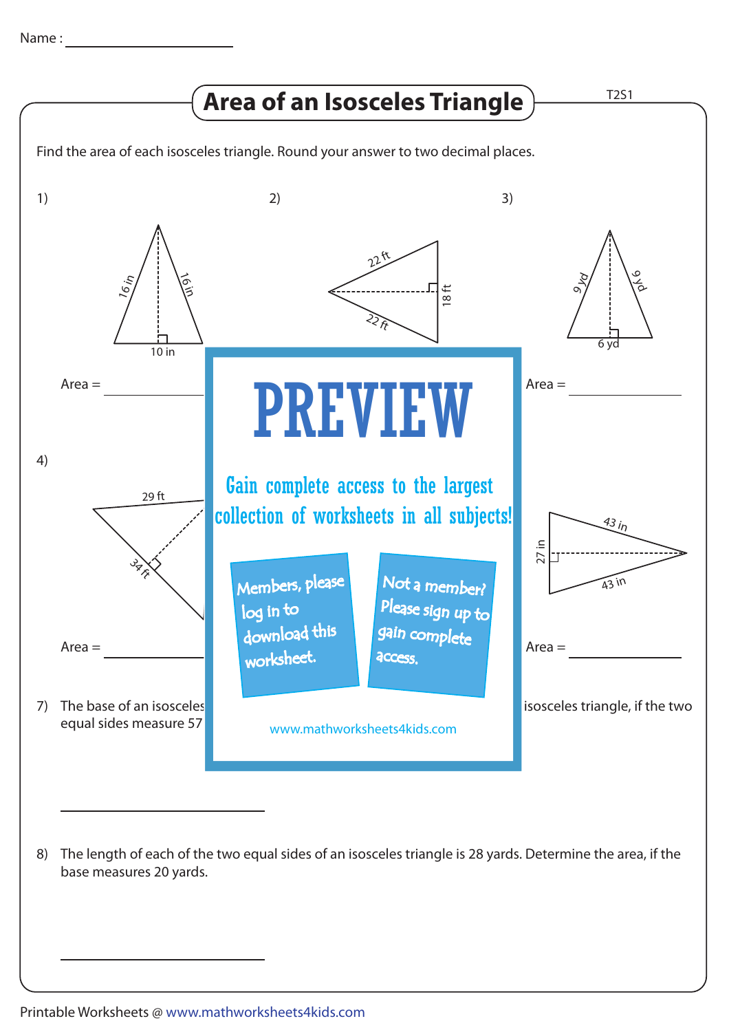Name :

# Area of an Isosceles Triangle

T2S1

Find the area of each isosceles triangle. Round your answer to two decimal places.

1)

16 in, 16 in, 10 in

Area =

2)

22 ft, 22 ft, 18 ft

3)

9 yd, 9 yd, 6 yd

Area =

4)

29 ft, 34 ft

Area =

43 in, 43 in, 27 in

Area =

PREVIEW

Gain complete access to the largest collection of worksheets in all subjects!

Members, please log in to download this worksheet.

Not a member? Please sign up to gain complete access.

www.mathworksheets4kids.com

7) The base of an isosceles ... equal sides measure 57 ... isosceles triangle, if the two

8) The length of each of the two equal sides of an isosceles triangle is 28 yards. Determine the area, if the base measures 20 yards.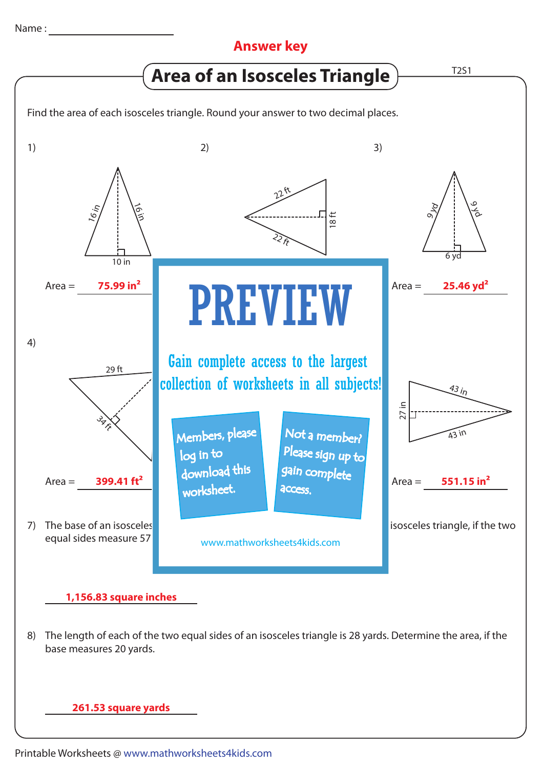Name :

**Answer key**

# Area of an Isosceles Triangle

T2S1

Find the area of each isosceles triangle. Round your answer to two decimal places.

1)

16 in

16 in

10 in

Area = **75.99 in²**

2)

22 ft

22 ft

18 ft

3)

9 yd

9 yd

6 yd

Area = **25.46 yd²**

4)

29 ft

34 ft

Area = **399.41 ft²**

27 in

43 in

43 in

Area = **551.15 in²**

PREVIEW

Gain complete access to the largest collection of worksheets in all subjects!

Members, please log in to download this worksheet.

Not a member? Please sign up to gain complete access.

www.mathworksheets4kids.com

7) The base of an isosceles ... isosceles triangle, if the two equal sides measure 57 ...

**1,156.83 square inches**

8) The length of each of the two equal sides of an isosceles triangle is 28 yards. Determine the area, if the base measures 20 yards.

**261.53 square yards**

Printable Worksheets @ www.mathworksheets4kids.com